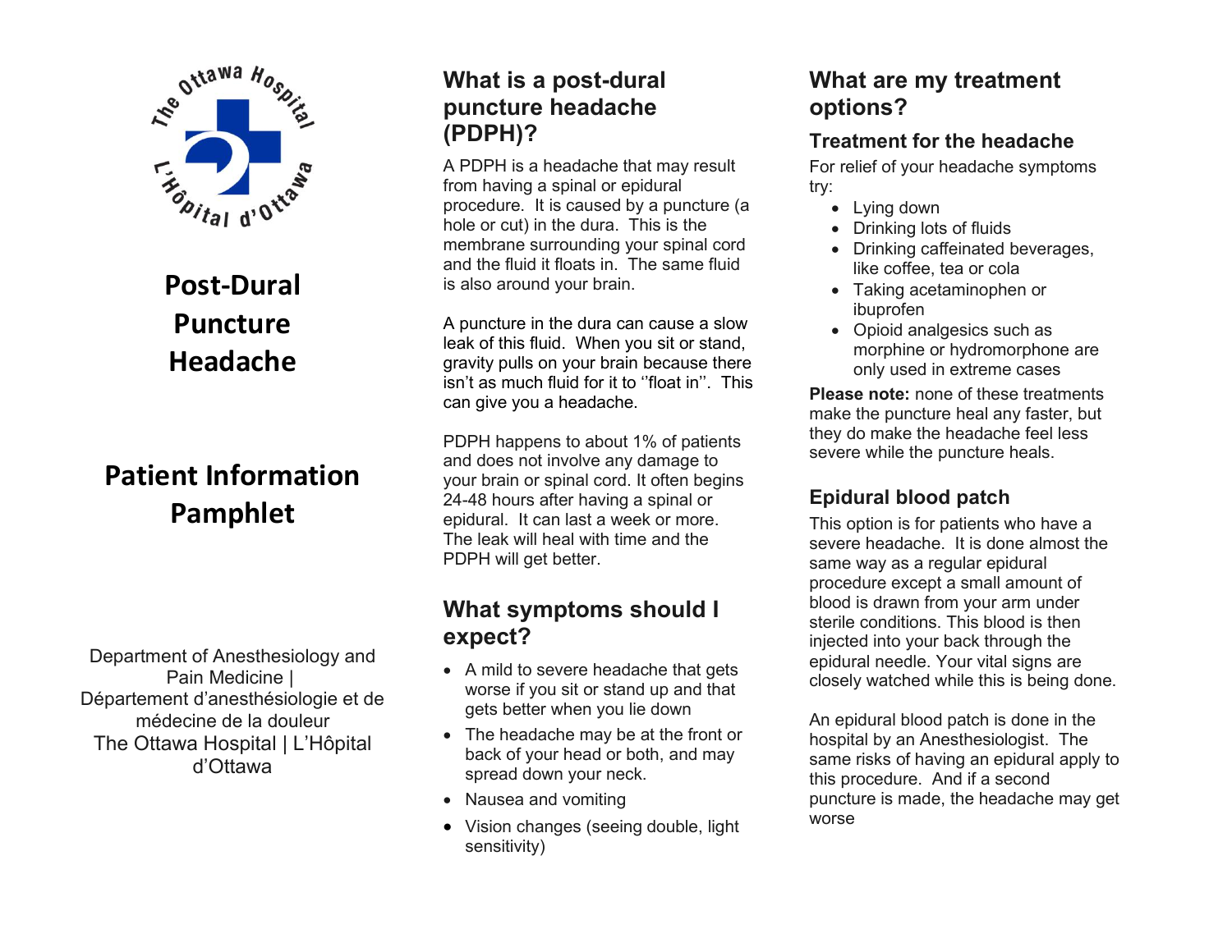# Post-Dural Puncture Headache

## Patient Information Pamphlet

Department of Anesthesiology and Pain Medicine | Département d'anesthésiologie et de médecine de la douleur
The Ottawa Hospital | L'Hôpital d'Ottawa

## What is a post-dural puncture headache (PDPH)?

A PDPH is a headache that may result from having a spinal or epidural procedure. It is caused by a puncture (a hole or cut) in the dura. This is the membrane surrounding your spinal cord and the fluid it floats in. The same fluid is also around your brain.

A puncture in the dura can cause a slow leak of this fluid. When you sit or stand, gravity pulls on your brain because there isn't as much fluid for it to ''float in''. This can give you a headache.

PDPH happens to about 1% of patients and does not involve any damage to your brain or spinal cord. It often begins 24-48 hours after having a spinal or epidural. It can last a week or more. The leak will heal with time and the PDPH will get better.

## What symptoms should I expect?

- A mild to severe headache that gets worse if you sit or stand up and that gets better when you lie down
- The headache may be at the front or back of your head or both, and may spread down your neck.
- Nausea and vomiting
- Vision changes (seeing double, light sensitivity)

## What are my treatment options?

### Treatment for the headache

For relief of your headache symptoms try:

- Lying down
- Drinking lots of fluids
- Drinking caffeinated beverages, like coffee, tea or cola
- Taking acetaminophen or ibuprofen
- Opioid analgesics such as morphine or hydromorphone are only used in extreme cases

**Please note:** none of these treatments make the puncture heal any faster, but they do make the headache feel less severe while the puncture heals.

### Epidural blood patch

This option is for patients who have a severe headache. It is done almost the same way as a regular epidural procedure except a small amount of blood is drawn from your arm under sterile conditions. This blood is then injected into your back through the epidural needle. Your vital signs are closely watched while this is being done.

An epidural blood patch is done in the hospital by an Anesthesiologist. The same risks of having an epidural apply to this procedure. And if a second puncture is made, the headache may get worse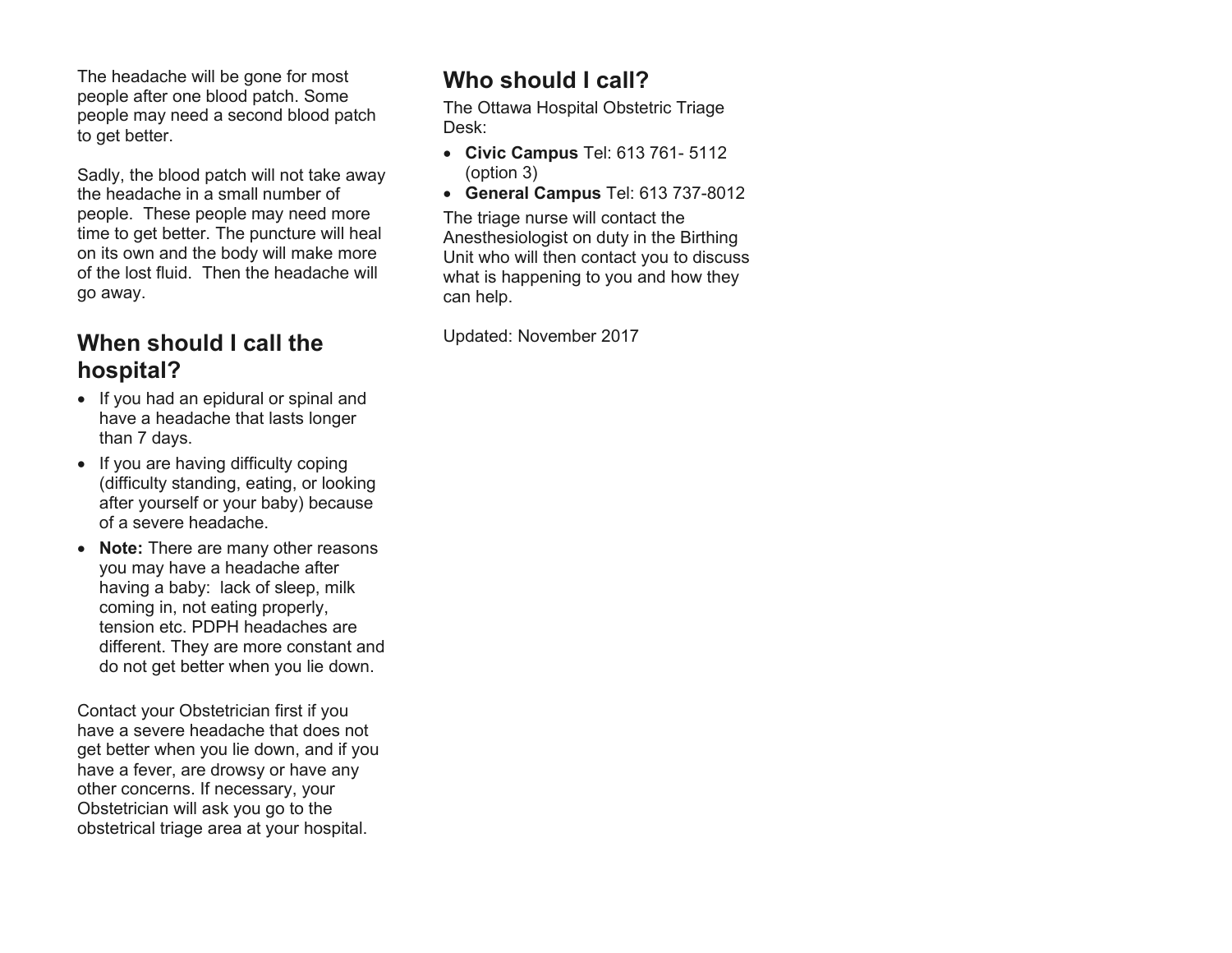The headache will be gone for most people after one blood patch. Some people may need a second blood patch to get better.

Sadly, the blood patch will not take away the headache in a small number of people. These people may need more time to get better. The puncture will heal on its own and the body will make more of the lost fluid. Then the headache will go away.

## When should I call the hospital?

- If you had an epidural or spinal and have a headache that lasts longer than 7 days.
- If you are having difficulty coping (difficulty standing, eating, or looking after yourself or your baby) because of a severe headache.
- **Note:** There are many other reasons you may have a headache after having a baby: lack of sleep, milk coming in, not eating properly, tension etc. PDPH headaches are different. They are more constant and do not get better when you lie down.

Contact your Obstetrician first if you have a severe headache that does not get better when you lie down, and if you have a fever, are drowsy or have any other concerns. If necessary, your Obstetrician will ask you go to the obstetrical triage area at your hospital.

## Who should I call?

The Ottawa Hospital Obstetric Triage Desk:

- **Civic Campus** Tel: 613 761- 5112 (option 3)
- **General Campus** Tel: 613 737-8012

The triage nurse will contact the Anesthesiologist on duty in the Birthing Unit who will then contact you to discuss what is happening to you and how they can help.

Updated: November 2017